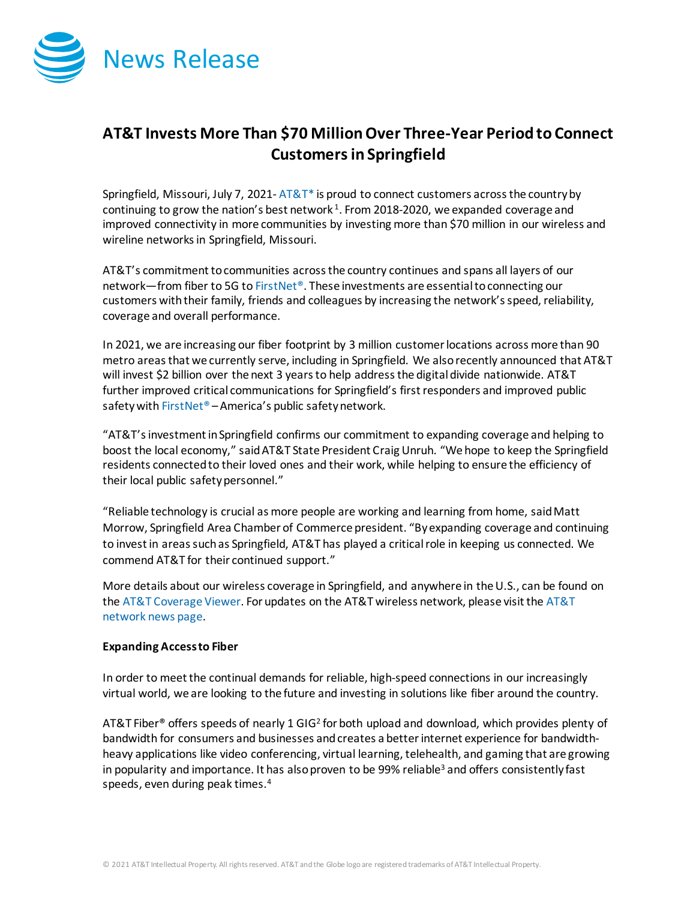News Release

# AT&T Invests More Than $70 Million Over Three-Year Period to Connect Customers in Springfield

Springfield, Missouri, July 7, 2021- AT&T* is proud to connect customers across the country by continuing to grow the nation's best network[1]. From 2018-2020, we expanded coverage and improved connectivity in more communities by investing more than $70 million in our wireless and wireline networks in Springfield, Missouri.

AT&T's commitment to communities across the country continues and spans all layers of our network—from fiber to 5G to FirstNet®. These investments are essential to connecting our customers with their family, friends and colleagues by increasing the network's speed, reliability, coverage and overall performance.

In 2021, we are increasing our fiber footprint by 3 million customer locations across more than 90 metro areas that we currently serve, including in Springfield. We also recently announced that AT&T will invest $2 billion over the next 3 years to help address the digital divide nationwide. AT&T further improved critical communications for Springfield's first responders and improved public safety with FirstNet® – America's public safety network.

"AT&T's investment in Springfield confirms our commitment to expanding coverage and helping to boost the local economy," said AT&T State President Craig Unruh. "We hope to keep the Springfield residents connected to their loved ones and their work, while helping to ensure the efficiency of their local public safety personnel."

"Reliable technology is crucial as more people are working and learning from home, said Matt Morrow, Springfield Area Chamber of Commerce president. "By expanding coverage and continuing to invest in areas such as Springfield, AT&T has played a critical role in keeping us connected. We commend AT&T for their continued support."

More details about our wireless coverage in Springfield, and anywhere in the U.S., can be found on the AT&T Coverage Viewer. For updates on the AT&T wireless network, please visit the AT&T network news page.

**Expanding Access to Fiber**

In order to meet the continual demands for reliable, high-speed connections in our increasingly virtual world, we are looking to the future and investing in solutions like fiber around the country.

AT&T Fiber® offers speeds of nearly 1 GIG[2] for both upload and download, which provides plenty of bandwidth for consumers and businesses and creates a better internet experience for bandwidth-heavy applications like video conferencing, virtual learning, telehealth, and gaming that are growing in popularity and importance. It has also proven to be 99% reliable[3] and offers consistently fast speeds, even during peak times.[4]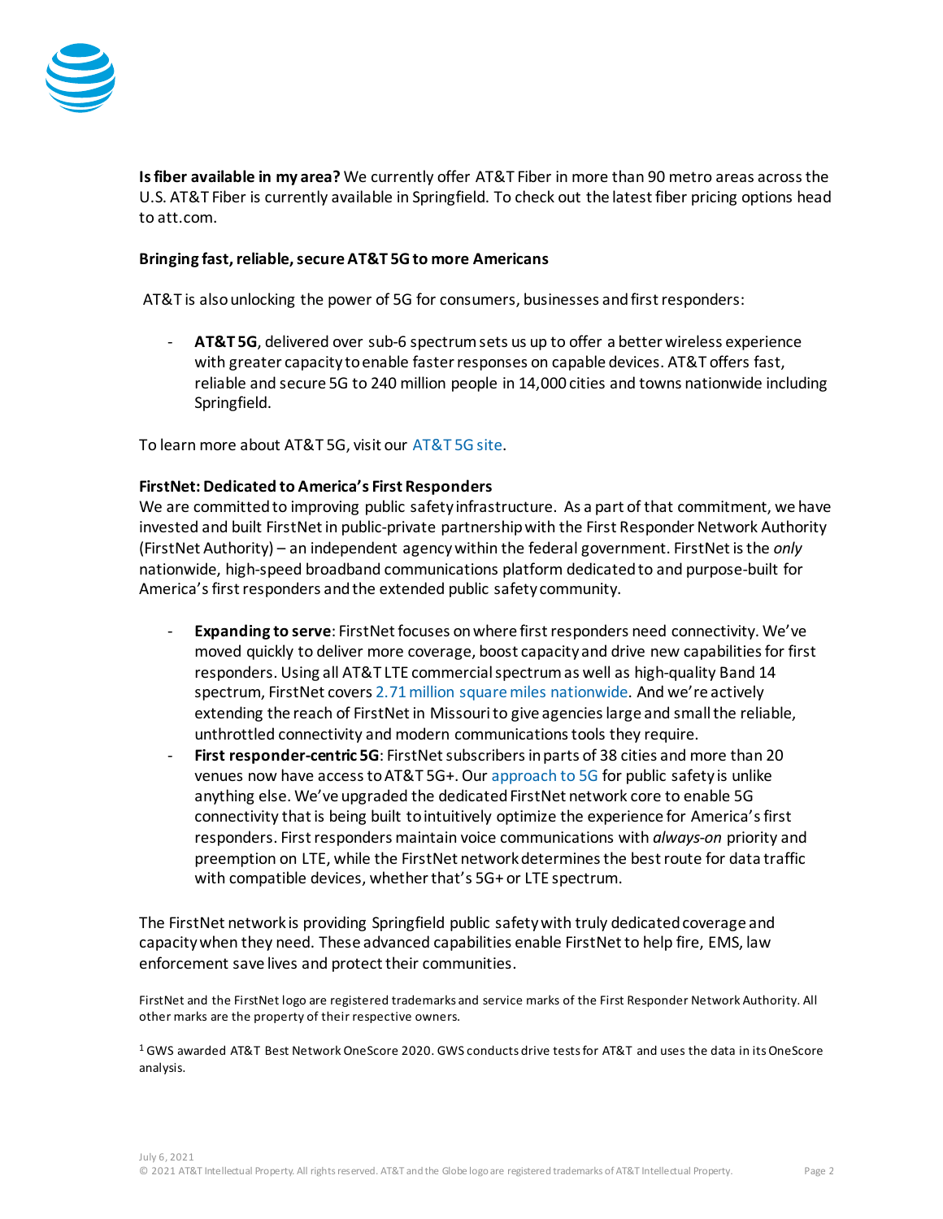**Is fiber available in my area?** We currently offer AT&T Fiber in more than 90 metro areas across the U.S. AT&T Fiber is currently available in Springfield. To check out the latest fiber pricing options head to att.com.

**Bringing fast, reliable, secure AT&T 5G to more Americans**

AT&T is also unlocking the power of 5G for consumers, businesses and first responders:

- **AT&T 5G**, delivered over sub-6 spectrum sets us up to offer a better wireless experience with greater capacity to enable faster responses on capable devices. AT&T offers fast, reliable and secure 5G to 240 million people in 14,000 cities and towns nationwide including Springfield.

To learn more about AT&T 5G, visit our AT&T 5G site.

**FirstNet: Dedicated to America's First Responders**

We are committed to improving public safety infrastructure. As a part of that commitment, we have invested and built FirstNet in public-private partnership with the First Responder Network Authority (FirstNet Authority) – an independent agency within the federal government. FirstNet is the *only* nationwide, high-speed broadband communications platform dedicated to and purpose-built for America's first responders and the extended public safety community.

- **Expanding to serve**: FirstNet focuses on where first responders need connectivity. We've moved quickly to deliver more coverage, boost capacity and drive new capabilities for first responders. Using all AT&T LTE commercial spectrum as well as high-quality Band 14 spectrum, FirstNet covers 2.71 million square miles nationwide. And we're actively extending the reach of FirstNet in Missouri to give agencies large and small the reliable, unthrottled connectivity and modern communications tools they require.
- **First responder-centric 5G**: FirstNet subscribers in parts of 38 cities and more than 20 venues now have access to AT&T 5G+. Our approach to 5G for public safety is unlike anything else. We've upgraded the dedicated FirstNet network core to enable 5G connectivity that is being built to intuitively optimize the experience for America's first responders. First responders maintain voice communications with *always-on* priority and preemption on LTE, while the FirstNet network determines the best route for data traffic with compatible devices, whether that's 5G+ or LTE spectrum.

The FirstNet network is providing Springfield public safety with truly dedicated coverage and capacity when they need. These advanced capabilities enable FirstNet to help fire, EMS, law enforcement save lives and protect their communities.

FirstNet and the FirstNet logo are registered trademarks and service marks of the First Responder Network Authority. All other marks are the property of their respective owners.

[1] GWS awarded AT&T Best Network OneScore 2020. GWS conducts drive tests for AT&T and uses the data in its OneScore analysis.

July 6, 2021
© 2021 AT&T Intellectual Property. All rights reserved. AT&T and the Globe logo are registered trademarks of AT&T Intellectual Property.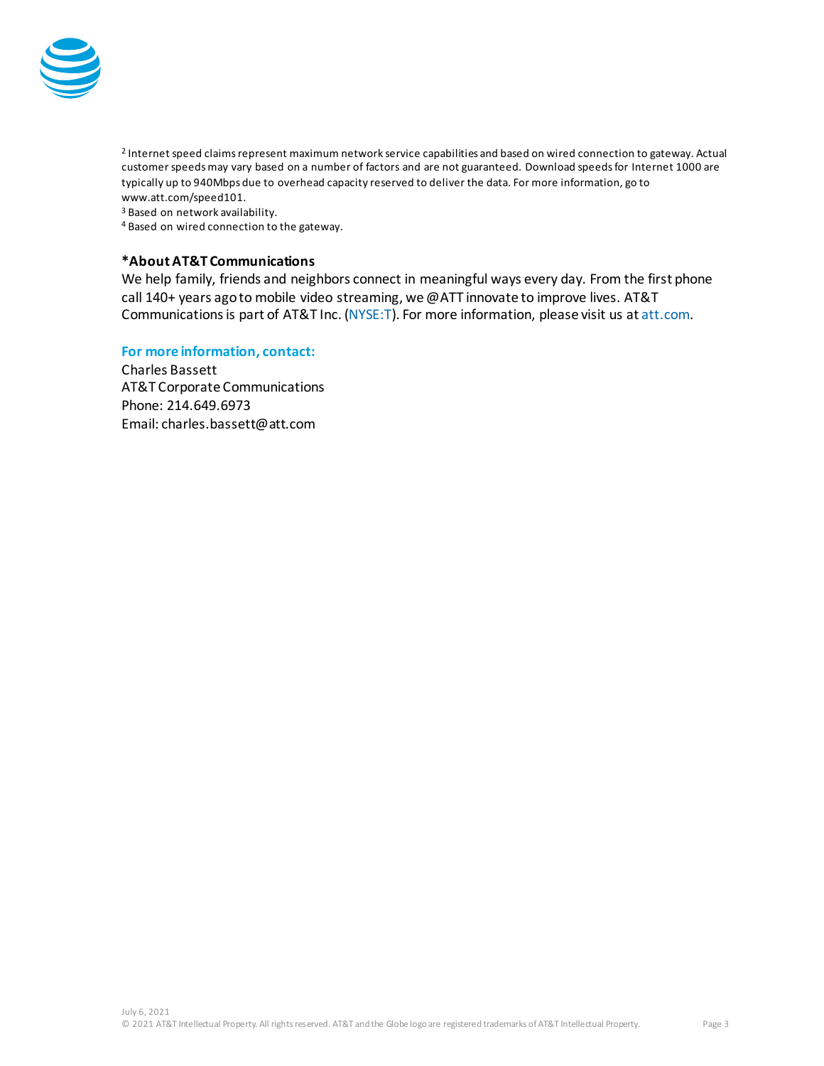[2] Internet speed claims represent maximum network service capabilities and based on wired connection to gateway. Actual customer speeds may vary based on a number of factors and are not guaranteed. Download speeds for Internet 1000 are typically up to 940Mbps due to overhead capacity reserved to deliver the data. For more information, go to www.att.com/speed101.
[3] Based on network availability.
[4] Based on wired connection to the gateway.

**\*About AT&T Communications**

We help family, friends and neighbors connect in meaningful ways every day. From the first phone call 140+ years ago to mobile video streaming, we @ATT innovate to improve lives. AT&T Communications is part of AT&T Inc. (NYSE:T). For more information, please visit us at att.com.

**For more information, contact:**

Charles Bassett
AT&T Corporate Communications
Phone: 214.649.6973
Email: charles.bassett@att.com